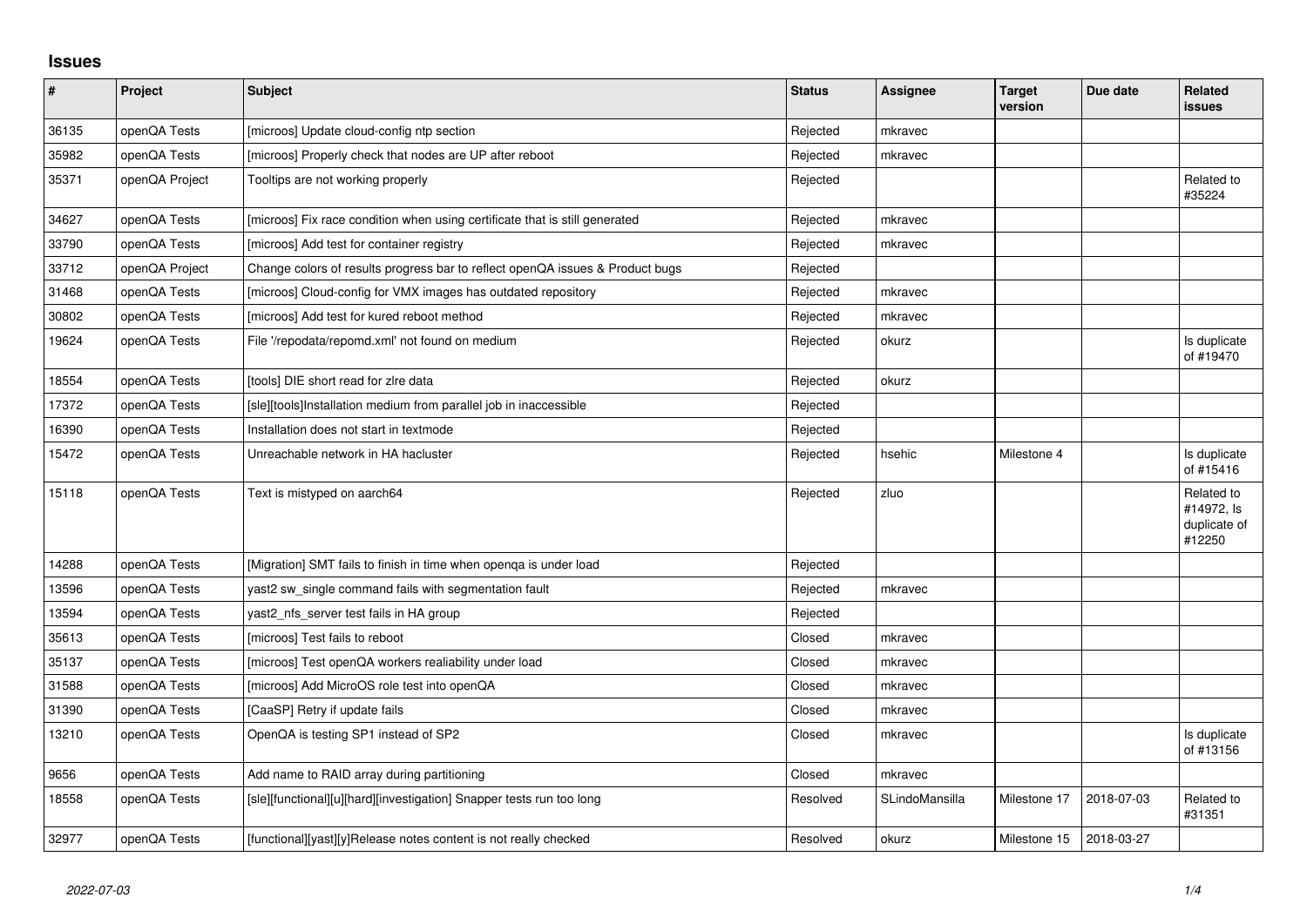# Issues

| # | Project | Subject | Status | Assignee | Target version | Due date | Related issues |
|---|---|---|---|---|---|---|---|
| 36135 | openQA Tests | [microos] Update cloud-config ntp section | Rejected | mkravec | | | |
| 35982 | openQA Tests | [microos] Properly check that nodes are UP after reboot | Rejected | mkravec | | | |
| 35371 | openQA Project | Tooltips are not working properly | Rejected | | | | Related to #35224 |
| 34627 | openQA Tests | [microos] Fix race condition when using certificate that is still generated | Rejected | mkravec | | | |
| 33790 | openQA Tests | [microos] Add test for container registry | Rejected | mkravec | | | |
| 33712 | openQA Project | Change colors of results progress bar to reflect openQA issues & Product bugs | Rejected | | | | |
| 31468 | openQA Tests | [microos] Cloud-config for VMX images has outdated repository | Rejected | mkravec | | | |
| 30802 | openQA Tests | [microos] Add test for kured reboot method | Rejected | mkravec | | | |
| 19624 | openQA Tests | File '/repodata/repomd.xml' not found on medium | Rejected | okurz | | | Is duplicate of #19470 |
| 18554 | openQA Tests | [tools] DIE short read for zlre data | Rejected | okurz | | | |
| 17372 | openQA Tests | [sle][tools]Installation medium from parallel job in inaccessible | Rejected | | | | |
| 16390 | openQA Tests | Installation does not start in textmode | Rejected | | | | |
| 15472 | openQA Tests | Unreachable network in HA hacluster | Rejected | hsehic | Milestone 4 | | Is duplicate of #15416 |
| 15118 | openQA Tests | Text is mistyped on aarch64 | Rejected | zluo | | | Related to #14972, Is duplicate of #12250 |
| 14288 | openQA Tests | [Migration] SMT fails to finish in time when openqa is under load | Rejected | | | | |
| 13596 | openQA Tests | yast2 sw_single command fails with segmentation fault | Rejected | mkravec | | | |
| 13594 | openQA Tests | yast2_nfs_server test fails in HA group | Rejected | | | | |
| 35613 | openQA Tests | [microos] Test fails to reboot | Closed | mkravec | | | |
| 35137 | openQA Tests | [microos] Test openQA workers realiability under load | Closed | mkravec | | | |
| 31588 | openQA Tests | [microos] Add MicroOS role test into openQA | Closed | mkravec | | | |
| 31390 | openQA Tests | [CaaSP] Retry if update fails | Closed | mkravec | | | |
| 13210 | openQA Tests | OpenQA is testing SP1 instead of SP2 | Closed | mkravec | | | Is duplicate of #13156 |
| 9656 | openQA Tests | Add name to RAID array during partitioning | Closed | mkravec | | | |
| 18558 | openQA Tests | [sle][functional][u][hard][investigation] Snapper tests run too long | Resolved | SLindoMansilla | Milestone 17 | 2018-07-03 | Related to #31351 |
| 32977 | openQA Tests | [functional][yast][y]Release notes content is not really checked | Resolved | okurz | Milestone 15 | 2018-03-27 | |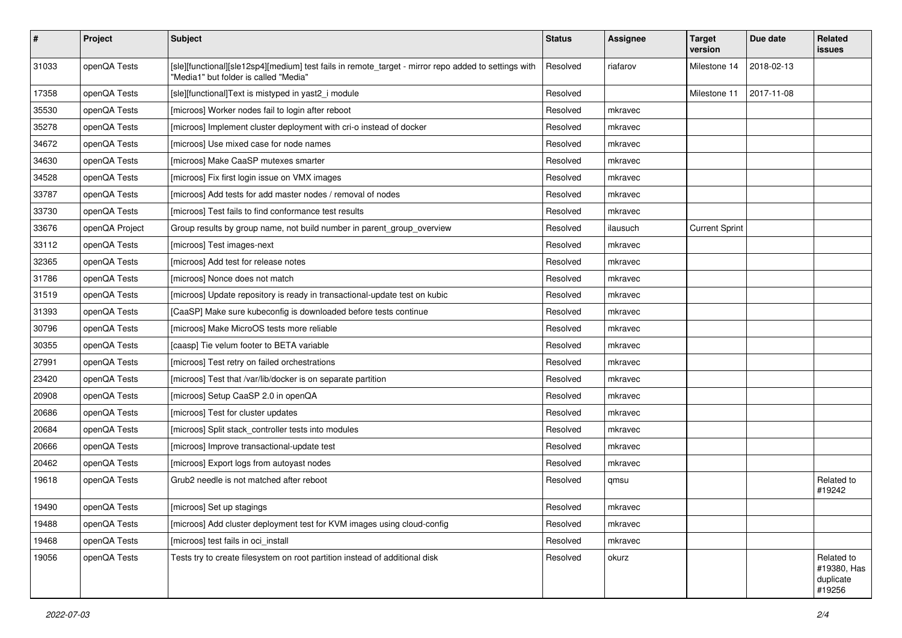| # | Project | Subject | Status | Assignee | Target version | Due date | Related issues |
|---|---|---|---|---|---|---|---|
| 31033 | openQA Tests | [sle][functional][sle12sp4][medium] test fails in remote_target - mirror repo added to settings with "Media1" but folder is called "Media" | Resolved | riafarov | Milestone 14 | 2018-02-13 | |
| 17358 | openQA Tests | [sle][functional]Text is mistyped in yast2_i module | Resolved | | Milestone 11 | 2017-11-08 | |
| 35530 | openQA Tests | [microos] Worker nodes fail to login after reboot | Resolved | mkravec | | | |
| 35278 | openQA Tests | [microos] Implement cluster deployment with cri-o instead of docker | Resolved | mkravec | | | |
| 34672 | openQA Tests | [microos] Use mixed case for node names | Resolved | mkravec | | | |
| 34630 | openQA Tests | [microos] Make CaaSP mutexes smarter | Resolved | mkravec | | | |
| 34528 | openQA Tests | [microos] Fix first login issue on VMX images | Resolved | mkravec | | | |
| 33787 | openQA Tests | [microos] Add tests for add master nodes / removal of nodes | Resolved | mkravec | | | |
| 33730 | openQA Tests | [microos] Test fails to find conformance test results | Resolved | mkravec | | | |
| 33676 | openQA Project | Group results by group name, not build number in parent_group_overview | Resolved | ilausuch | Current Sprint | | |
| 33112 | openQA Tests | [microos] Test images-next | Resolved | mkravec | | | |
| 32365 | openQA Tests | [microos] Add test for release notes | Resolved | mkravec | | | |
| 31786 | openQA Tests | [microos] Nonce does not match | Resolved | mkravec | | | |
| 31519 | openQA Tests | [microos] Update repository is ready in transactional-update test on kubic | Resolved | mkravec | | | |
| 31393 | openQA Tests | [CaaSP] Make sure kubeconfig is downloaded before tests continue | Resolved | mkravec | | | |
| 30796 | openQA Tests | [microos] Make MicroOS tests more reliable | Resolved | mkravec | | | |
| 30355 | openQA Tests | [caasp] Tie velum footer to BETA variable | Resolved | mkravec | | | |
| 27991 | openQA Tests | [microos] Test retry on failed orchestrations | Resolved | mkravec | | | |
| 23420 | openQA Tests | [microos] Test that /var/lib/docker is on separate partition | Resolved | mkravec | | | |
| 20908 | openQA Tests | [microos] Setup CaaSP 2.0 in openQA | Resolved | mkravec | | | |
| 20686 | openQA Tests | [microos] Test for cluster updates | Resolved | mkravec | | | |
| 20684 | openQA Tests | [microos] Split stack_controller tests into modules | Resolved | mkravec | | | |
| 20666 | openQA Tests | [microos] Improve transactional-update test | Resolved | mkravec | | | |
| 20462 | openQA Tests | [microos] Export logs from autoyast nodes | Resolved | mkravec | | | |
| 19618 | openQA Tests | Grub2 needle is not matched after reboot | Resolved | qmsu | | | Related to #19242 |
| 19490 | openQA Tests | [microos] Set up stagings | Resolved | mkravec | | | |
| 19488 | openQA Tests | [microos] Add cluster deployment test for KVM images using cloud-config | Resolved | mkravec | | | |
| 19468 | openQA Tests | [microos] test fails in oci_install | Resolved | mkravec | | | |
| 19056 | openQA Tests | Tests try to create filesystem on root partition instead of additional disk | Resolved | okurz | | | Related to #19380, Has duplicate #19256 |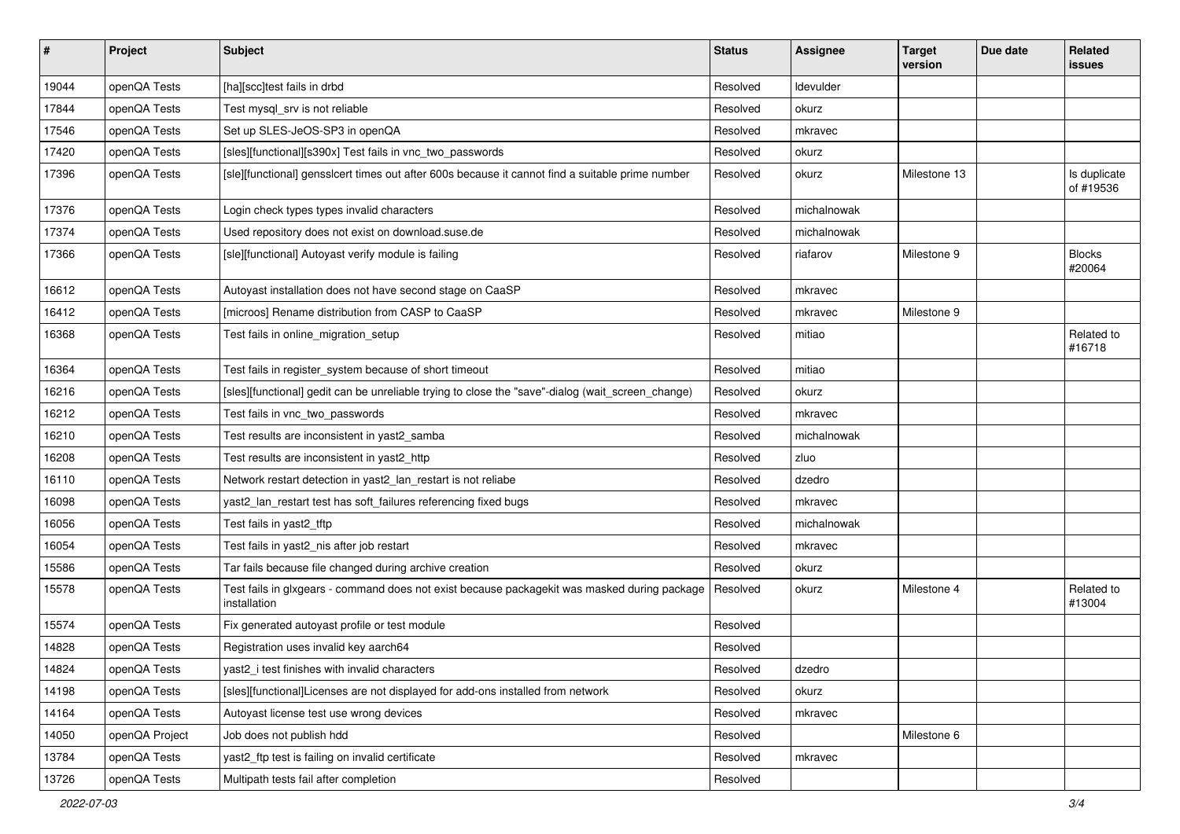| # | Project | Subject | Status | Assignee | Target version | Due date | Related issues |
|---|---|---|---|---|---|---|---|
| 19044 | openQA Tests | [ha][scc]test fails in drbd | Resolved | ldevulder | | | |
| 17844 | openQA Tests | Test mysql_srv is not reliable | Resolved | okurz | | | |
| 17546 | openQA Tests | Set up SLES-JeOS-SP3 in openQA | Resolved | mkravec | | | |
| 17420 | openQA Tests | [sles][functional][s390x] Test fails in vnc_two_passwords | Resolved | okurz | | | |
| 17396 | openQA Tests | [sle][functional] gensslcert times out after 600s because it cannot find a suitable prime number | Resolved | okurz | Milestone 13 | | Is duplicate of #19536 |
| 17376 | openQA Tests | Login check types types invalid characters | Resolved | michalnowak | | | |
| 17374 | openQA Tests | Used repository does not exist on download.suse.de | Resolved | michalnowak | | | |
| 17366 | openQA Tests | [sle][functional] Autoyast verify module is failing | Resolved | riafarov | Milestone 9 | | Blocks #20064 |
| 16612 | openQA Tests | Autoyast installation does not have second stage on CaaSP | Resolved | mkravec | | | |
| 16412 | openQA Tests | [microos] Rename distribution from CASP to CaaSP | Resolved | mkravec | Milestone 9 | | |
| 16368 | openQA Tests | Test fails in online_migration_setup | Resolved | mitiao | | | Related to #16718 |
| 16364 | openQA Tests | Test fails in register_system because of short timeout | Resolved | mitiao | | | |
| 16216 | openQA Tests | [sles][functional] gedit can be unreliable trying to close the "save"-dialog (wait_screen_change) | Resolved | okurz | | | |
| 16212 | openQA Tests | Test fails in vnc_two_passwords | Resolved | mkravec | | | |
| 16210 | openQA Tests | Test results are inconsistent in yast2_samba | Resolved | michalnowak | | | |
| 16208 | openQA Tests | Test results are inconsistent in yast2_http | Resolved | zluo | | | |
| 16110 | openQA Tests | Network restart detection in yast2_lan_restart is not reliabe | Resolved | dzedro | | | |
| 16098 | openQA Tests | yast2_lan_restart test has soft_failures referencing fixed bugs | Resolved | mkravec | | | |
| 16056 | openQA Tests | Test fails in yast2_tftp | Resolved | michalnowak | | | |
| 16054 | openQA Tests | Test fails in yast2_nis after job restart | Resolved | mkravec | | | |
| 15586 | openQA Tests | Tar fails because file changed during archive creation | Resolved | okurz | | | |
| 15578 | openQA Tests | Test fails in glxgears - command does not exist because packagekit was masked during package installation | Resolved | okurz | Milestone 4 | | Related to #13004 |
| 15574 | openQA Tests | Fix generated autoyast profile or test module | Resolved | | | | |
| 14828 | openQA Tests | Registration uses invalid key aarch64 | Resolved | | | | |
| 14824 | openQA Tests | yast2_i test finishes with invalid characters | Resolved | dzedro | | | |
| 14198 | openQA Tests | [sles][functional]Licenses are not displayed for add-ons installed from network | Resolved | okurz | | | |
| 14164 | openQA Tests | Autoyast license test use wrong devices | Resolved | mkravec | | | |
| 14050 | openQA Project | Job does not publish hdd | Resolved | | Milestone 6 | | |
| 13784 | openQA Tests | yast2_ftp test is failing on invalid certificate | Resolved | mkravec | | | |
| 13726 | openQA Tests | Multipath tests fail after completion | Resolved | | | | |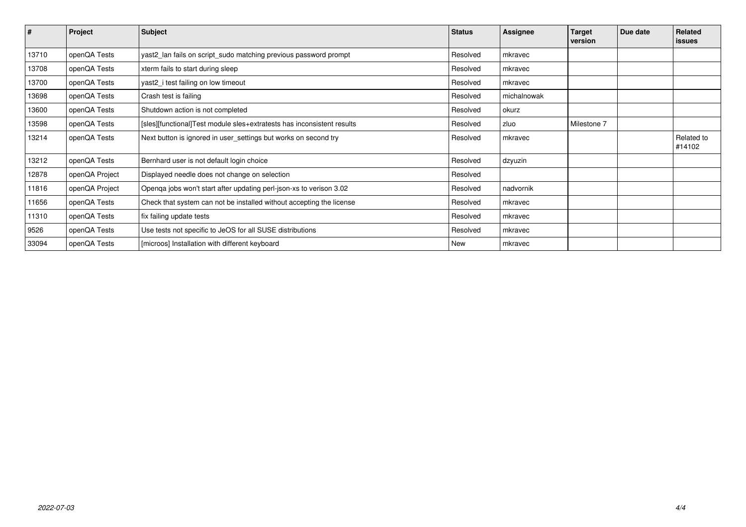| # | Project | Subject | Status | Assignee | Target version | Due date | Related issues |
|---|---|---|---|---|---|---|---|
| 13710 | openQA Tests | yast2_lan fails on script_sudo matching previous password prompt | Resolved | mkravec | | | |
| 13708 | openQA Tests | xterm fails to start during sleep | Resolved | mkravec | | | |
| 13700 | openQA Tests | yast2_i test failing on low timeout | Resolved | mkravec | | | |
| 13698 | openQA Tests | Crash test is failing | Resolved | michalnowak | | | |
| 13600 | openQA Tests | Shutdown action is not completed | Resolved | okurz | | | |
| 13598 | openQA Tests | [sles][functional]Test module sles+extratests has inconsistent results | Resolved | zluo | Milestone 7 | | |
| 13214 | openQA Tests | Next button is ignored in user_settings but works on second try | Resolved | mkravec | | | Related to #14102 |
| 13212 | openQA Tests | Bernhard user is not default login choice | Resolved | dzyuzin | | | |
| 12878 | openQA Project | Displayed needle does not change on selection | Resolved | | | | |
| 11816 | openQA Project | Openqa jobs won't start after updating perl-json-xs to verison 3.02 | Resolved | nadvornik | | | |
| 11656 | openQA Tests | Check that system can not be installed without accepting the license | Resolved | mkravec | | | |
| 11310 | openQA Tests | fix failing update tests | Resolved | mkravec | | | |
| 9526 | openQA Tests | Use tests not specific to JeOS for all SUSE distributions | Resolved | mkravec | | | |
| 33094 | openQA Tests | [microos] Installation with different keyboard | New | mkravec | | | |